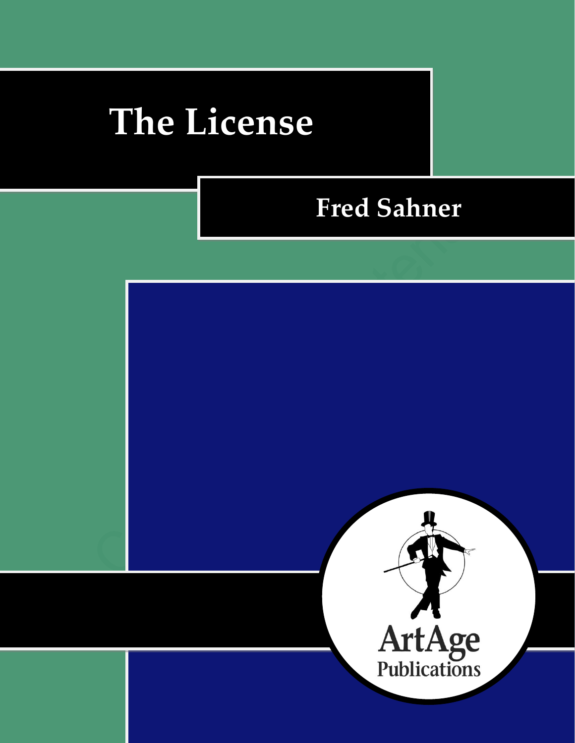# The License

## Fred Sahner

ArtAge Publications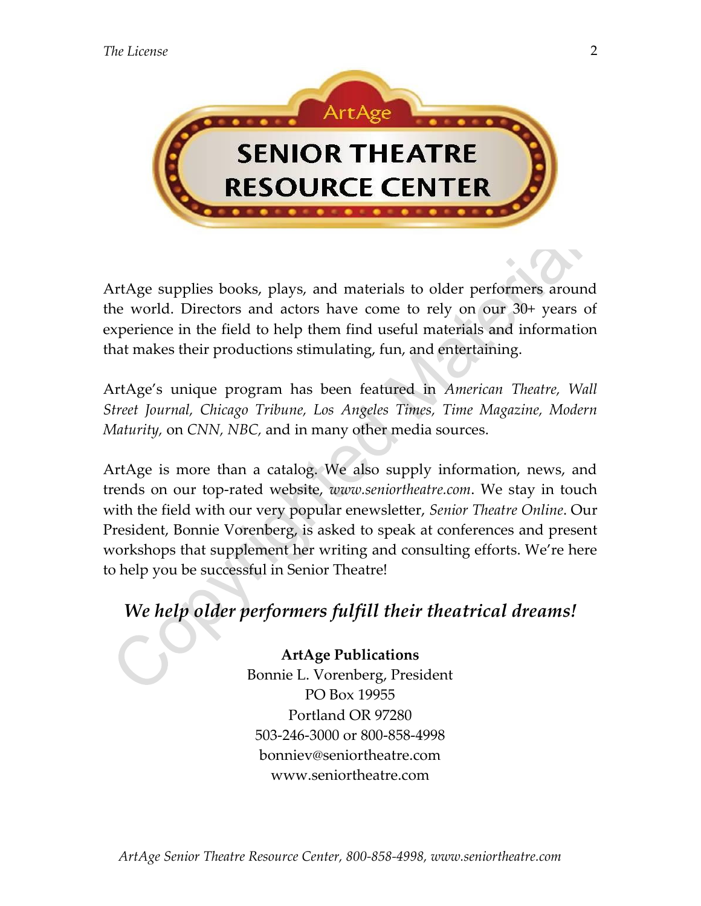# ArtAge
# SENIOR THEATRE RESOURCE CENTER

ArtAge supplies books, plays, and materials to older performers around the world. Directors and actors have come to rely on our 30+ years of experience in the field to help them find useful materials and information that makes their productions stimulating, fun, and entertaining.

ArtAge's unique program has been featured in *American Theatre, Wall Street Journal, Chicago Tribune, Los Angeles Times, Time Magazine, Modern Maturity,* on *CNN, NBC,* and in many other media sources.

ArtAge is more than a catalog. We also supply information, news, and trends on our top-rated website, *www.seniortheatre.com*. We stay in touch with the field with our very popular enewsletter, *Senior Theatre Online*. Our President, Bonnie Vorenberg, is asked to speak at conferences and present workshops that supplement her writing and consulting efforts. We're here to help you be successful in Senior Theatre!

***We help older performers fulfill their theatrical dreams!***

**ArtAge Publications**
Bonnie L. Vorenberg, President
PO Box 19955
Portland OR 97280
503-246-3000 or 800-858-4998
bonniev@seniortheatre.com
www.seniortheatre.com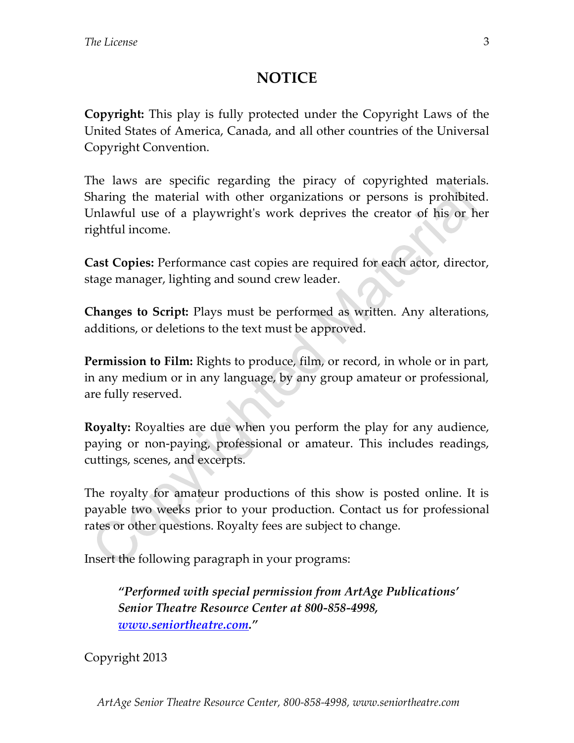# NOTICE

**Copyright:** This play is fully protected under the Copyright Laws of the United States of America, Canada, and all other countries of the Universal Copyright Convention.

The laws are specific regarding the piracy of copyrighted materials. Sharing the material with other organizations or persons is prohibited. Unlawful use of a playwright's work deprives the creator of his or her rightful income.

**Cast Copies:** Performance cast copies are required for each actor, director, stage manager, lighting and sound crew leader.

**Changes to Script:** Plays must be performed as written. Any alterations, additions, or deletions to the text must be approved.

**Permission to Film:** Rights to produce, film, or record, in whole or in part, in any medium or in any language, by any group amateur or professional, are fully reserved.

**Royalty:** Royalties are due when you perform the play for any audience, paying or non-paying, professional or amateur. This includes readings, cuttings, scenes, and excerpts.

The royalty for amateur productions of this show is posted online. It is payable two weeks prior to your production. Contact us for professional rates or other questions. Royalty fees are subject to change.

Insert the following paragraph in your programs:

> ***"Performed with special permission from ArtAge Publications' Senior Theatre Resource Center at 800-858-4998, [www.seniortheatre.com](http://www.seniortheatre.com)."***

Copyright 2013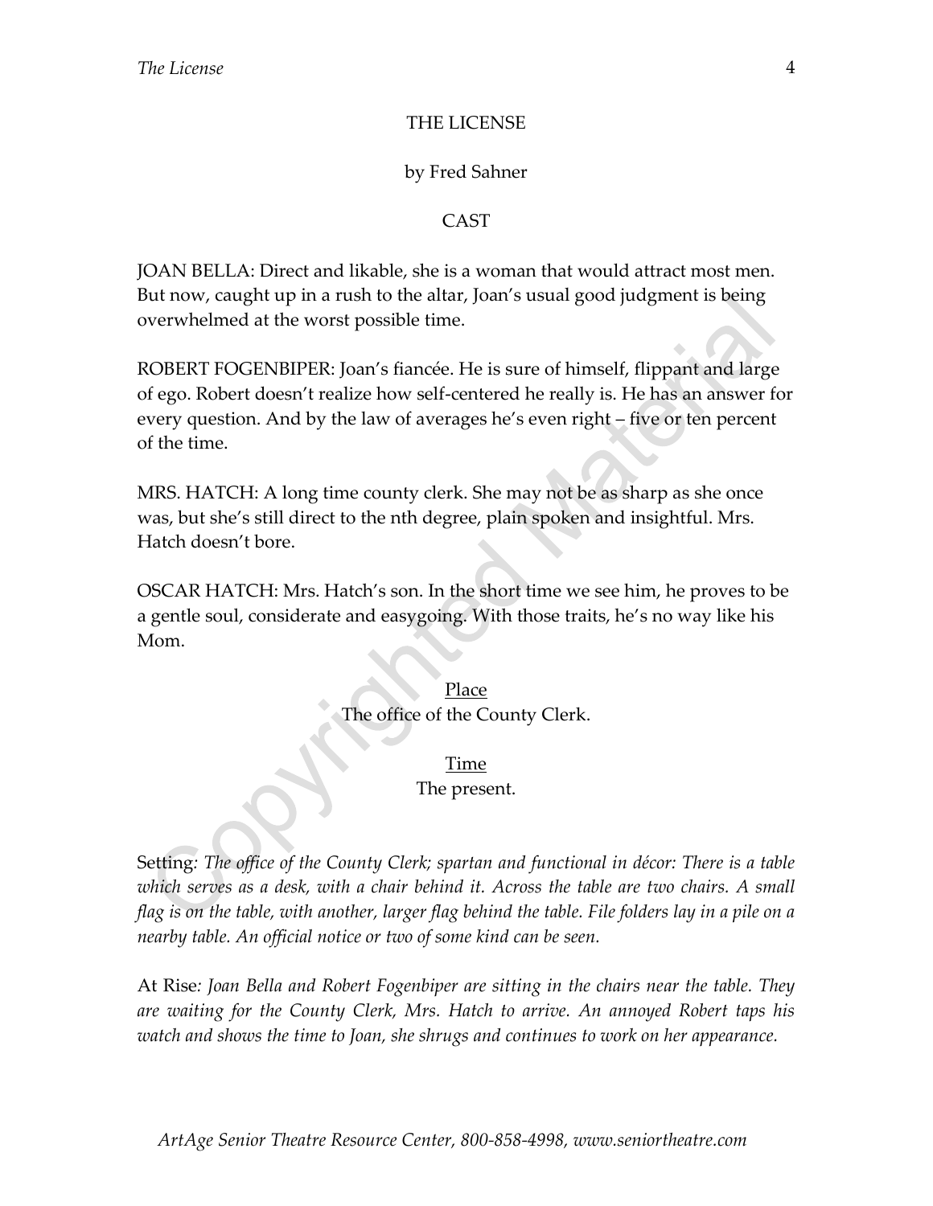# THE LICENSE

by Fred Sahner

## CAST

JOAN BELLA: Direct and likable, she is a woman that would attract most men. But now, caught up in a rush to the altar, Joan's usual good judgment is being overwhelmed at the worst possible time.

ROBERT FOGENBIPER: Joan's fiancée. He is sure of himself, flippant and large of ego. Robert doesn't realize how self-centered he really is. He has an answer for every question. And by the law of averages he's even right – five or ten percent of the time.

MRS. HATCH: A long time county clerk. She may not be as sharp as she once was, but she's still direct to the nth degree, plain spoken and insightful. Mrs. Hatch doesn't bore.

OSCAR HATCH: Mrs. Hatch's son. In the short time we see him, he proves to be a gentle soul, considerate and easygoing. With those traits, he's no way like his Mom.

Place
The office of the County Clerk.

Time
The present.

Setting*: The office of the County Clerk; spartan and functional in décor: There is a table which serves as a desk, with a chair behind it. Across the table are two chairs. A small flag is on the table, with another, larger flag behind the table. File folders lay in a pile on a nearby table. An official notice or two of some kind can be seen.*

At Rise*: Joan Bella and Robert Fogenbiper are sitting in the chairs near the table. They are waiting for the County Clerk, Mrs. Hatch to arrive. An annoyed Robert taps his watch and shows the time to Joan, she shrugs and continues to work on her appearance.*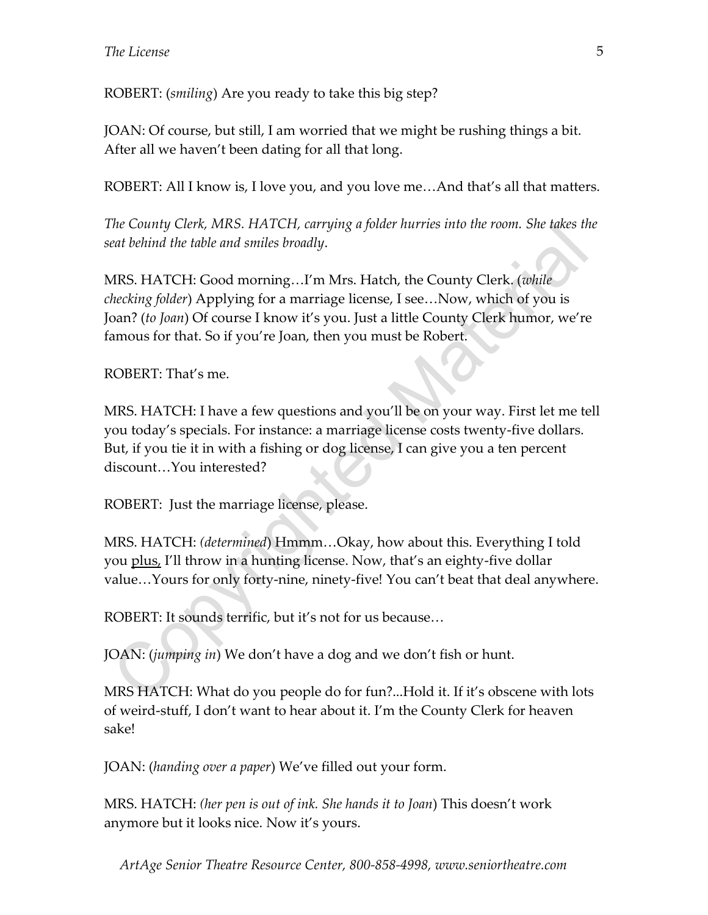ROBERT: (*smiling*) Are you ready to take this big step?

JOAN: Of course, but still, I am worried that we might be rushing things a bit. After all we haven't been dating for all that long.

ROBERT: All I know is, I love you, and you love me…And that's all that matters.

*The County Clerk, MRS. HATCH, carrying a folder hurries into the room. She takes the seat behind the table and smiles broadly*.

MRS. HATCH: Good morning…I'm Mrs. Hatch, the County Clerk. (*while checking folder*) Applying for a marriage license, I see…Now, which of you is Joan? (*to Joan*) Of course I know it's you. Just a little County Clerk humor, we're famous for that. So if you're Joan, then you must be Robert.

ROBERT: That's me.

MRS. HATCH: I have a few questions and you'll be on your way. First let me tell you today's specials. For instance: a marriage license costs twenty-five dollars. But, if you tie it in with a fishing or dog license, I can give you a ten percent discount…You interested?

ROBERT: Just the marriage license, please.

MRS. HATCH: *(determined*) Hmmm…Okay, how about this. Everything I told you plus, I'll throw in a hunting license. Now, that's an eighty-five dollar value…Yours for only forty-nine, ninety-five! You can't beat that deal anywhere.

ROBERT: It sounds terrific, but it's not for us because…

JOAN: (*jumping in*) We don't have a dog and we don't fish or hunt.

MRS HATCH: What do you people do for fun?...Hold it. If it's obscene with lots of weird-stuff, I don't want to hear about it. I'm the County Clerk for heaven sake!

JOAN: (*handing over a paper*) We've filled out your form.

MRS. HATCH: *(her pen is out of ink. She hands it to Joan*) This doesn't work anymore but it looks nice. Now it's yours.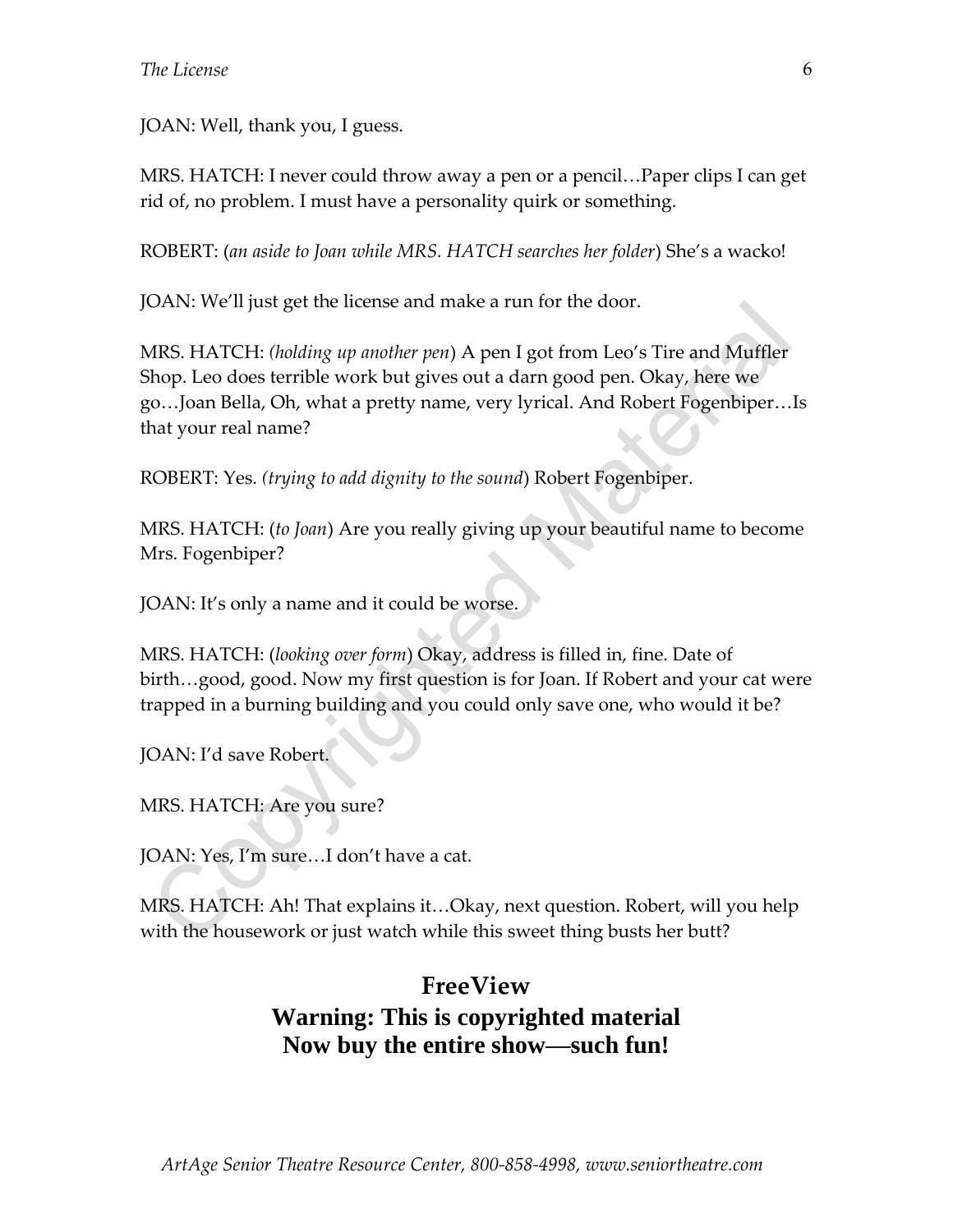JOAN: Well, thank you, I guess.

MRS. HATCH: I never could throw away a pen or a pencil…Paper clips I can get rid of, no problem. I must have a personality quirk or something.

ROBERT: (*an aside to Joan while MRS. HATCH searches her folder*) She's a wacko!

JOAN: We'll just get the license and make a run for the door.

MRS. HATCH: (*holding up another pen*) A pen I got from Leo's Tire and Muffler Shop. Leo does terrible work but gives out a darn good pen. Okay, here we go…Joan Bella, Oh, what a pretty name, very lyrical. And Robert Fogenbiper…Is that your real name?

ROBERT: Yes. (*trying to add dignity to the sound*) Robert Fogenbiper.

MRS. HATCH: (*to Joan*) Are you really giving up your beautiful name to become Mrs. Fogenbiper?

JOAN: It's only a name and it could be worse.

MRS. HATCH: (*looking over form*) Okay, address is filled in, fine. Date of birth…good, good. Now my first question is for Joan. If Robert and your cat were trapped in a burning building and you could only save one, who would it be?

JOAN: I'd save Robert.

MRS. HATCH: Are you sure?

JOAN: Yes, I'm sure…I don't have a cat.

MRS. HATCH: Ah! That explains it…Okay, next question. Robert, will you help with the housework or just watch while this sweet thing busts her butt?

**FreeView**
**Warning: This is copyrighted material**
**Now buy the entire show—such fun!**

*ArtAge Senior Theatre Resource Center, 800-858-4998, www.seniortheatre.com*